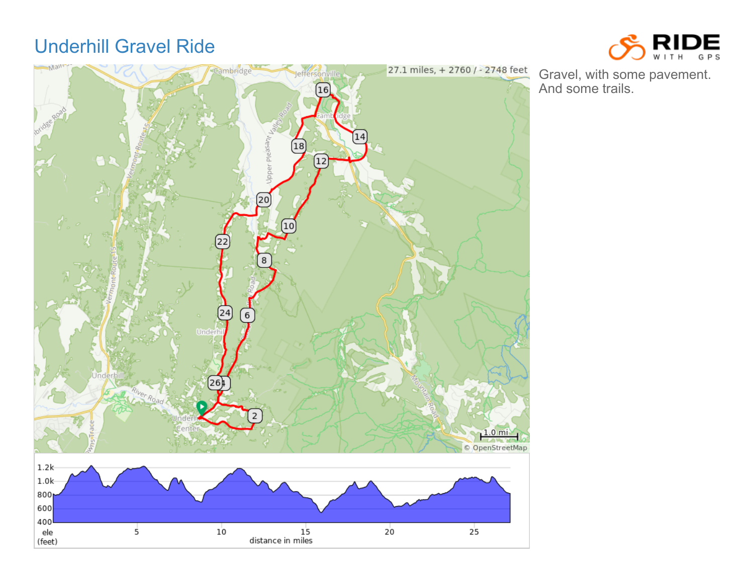# Underhill Gravel Ride

27.1 miles, + 2760 / - 2748 feet

Gravel, with some pavement.
And some trails.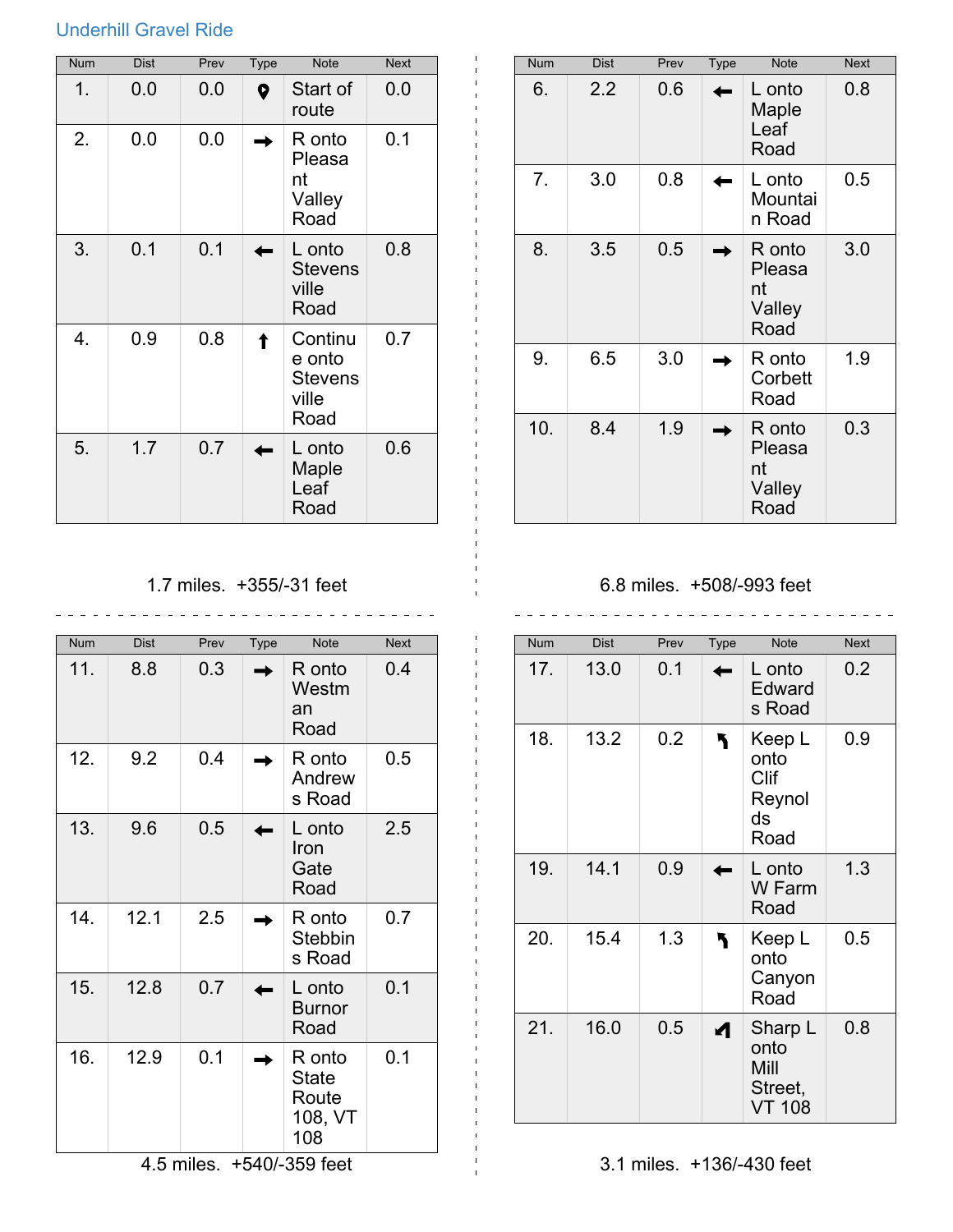Underhill Gravel Ride

| Num | Dist | Prev | Type | Note | Next |
|---|---|---|---|---|---|
| 1. | 0.0 | 0.0 | | Start of route | 0.0 |
| 2. | 0.0 | 0.0 | → | R onto Pleasant Valley Road | 0.1 |
| 3. | 0.1 | 0.1 | ← | L onto Stevensville Road | 0.8 |
| 4. | 0.9 | 0.8 | ↑ | Continue onto Stevensville Road | 0.7 |
| 5. | 1.7 | 0.7 | ← | L onto Maple Leaf Road | 0.6 |

1.7 miles. +355/-31 feet

| Num | Dist | Prev | Type | Note | Next |
|---|---|---|---|---|---|
| 6. | 2.2 | 0.6 | ← | L onto Maple Leaf Road | 0.8 |
| 7. | 3.0 | 0.8 | ← | L onto Mountain Road | 0.5 |
| 8. | 3.5 | 0.5 | → | R onto Pleasant Valley Road | 3.0 |
| 9. | 6.5 | 3.0 | → | R onto Corbett Road | 1.9 |
| 10. | 8.4 | 1.9 | → | R onto Pleasant Valley Road | 0.3 |

6.8 miles. +508/-993 feet

| Num | Dist | Prev | Type | Note | Next |
|---|---|---|---|---|---|
| 11. | 8.8 | 0.3 | → | R onto Westman Road | 0.4 |
| 12. | 9.2 | 0.4 | → | R onto Andrews Road | 0.5 |
| 13. | 9.6 | 0.5 | ← | L onto Iron Gate Road | 2.5 |
| 14. | 12.1 | 2.5 | → | R onto Stebbins Road | 0.7 |
| 15. | 12.8 | 0.7 | ← | L onto Burnor Road | 0.1 |
| 16. | 12.9 | 0.1 | → | R onto State Route 108, VT 108 | 0.1 |

4.5 miles. +540/-359 feet

| Num | Dist | Prev | Type | Note | Next |
|---|---|---|---|---|---|
| 17. | 13.0 | 0.1 | ← | L onto Edwards Road | 0.2 |
| 18. | 13.2 | 0.2 | ↰ | Keep L onto Clif Reynolds Road | 0.9 |
| 19. | 14.1 | 0.9 | ← | L onto W Farm Road | 1.3 |
| 20. | 15.4 | 1.3 | ↰ | Keep L onto Canyon Road | 0.5 |
| 21. | 16.0 | 0.5 | ↲ | Sharp L onto Mill Street, VT 108 | 0.8 |

3.1 miles. +136/-430 feet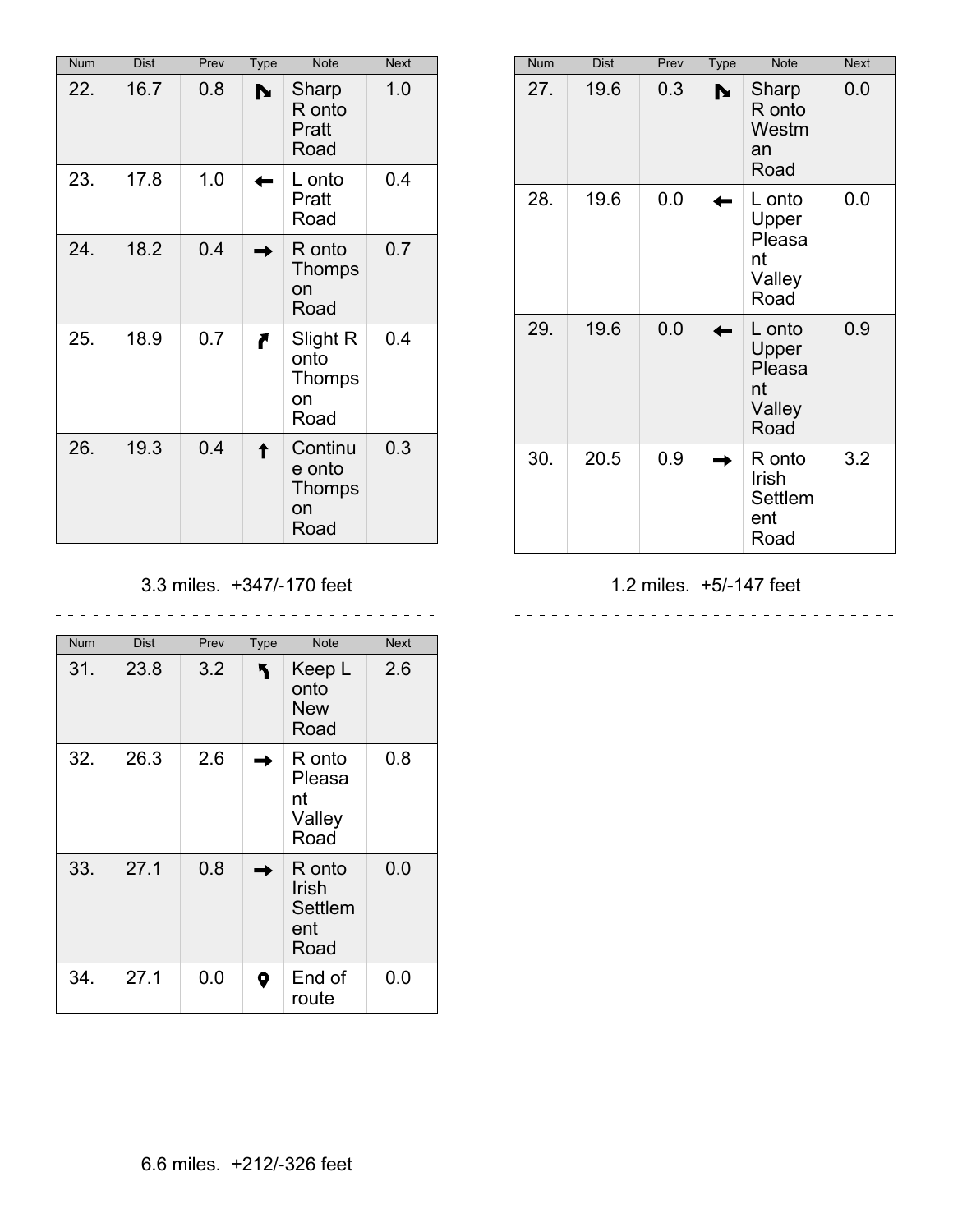| Num | Dist | Prev | Type | Note | Next |
|---|---|---|---|---|---|
| 22. | 16.7 | 0.8 | ↘ | Sharp R onto Pratt Road | 1.0 |
| 23. | 17.8 | 1.0 | ← | L onto Pratt Road | 0.4 |
| 24. | 18.2 | 0.4 | → | R onto Thompson Road | 0.7 |
| 25. | 18.9 | 0.7 | ↗ | Slight R onto Thompson Road | 0.4 |
| 26. | 19.3 | 0.4 | ↑ | Continue onto Thompson Road | 0.3 |

3.3 miles. +347/-170 feet

| Num | Dist | Prev | Type | Note | Next |
|---|---|---|---|---|---|
| 27. | 19.6 | 0.3 | ↘ | Sharp R onto Westman Road | 0.0 |
| 28. | 19.6 | 0.0 | ← | L onto Upper Pleasant Valley Road | 0.0 |
| 29. | 19.6 | 0.0 | ← | L onto Upper Pleasant Valley Road | 0.9 |
| 30. | 20.5 | 0.9 | → | R onto Irish Settlement Road | 3.2 |

1.2 miles. +5/-147 feet

| Num | Dist | Prev | Type | Note | Next |
|---|---|---|---|---|---|
| 31. | 23.8 | 3.2 | ↰ | Keep L onto New Road | 2.6 |
| 32. | 26.3 | 2.6 | → | R onto Pleasant Valley Road | 0.8 |
| 33. | 27.1 | 0.8 | → | R onto Irish Settlement Road | 0.0 |
| 34. | 27.1 | 0.0 | 📍 | End of route | 0.0 |

6.6 miles. +212/-326 feet